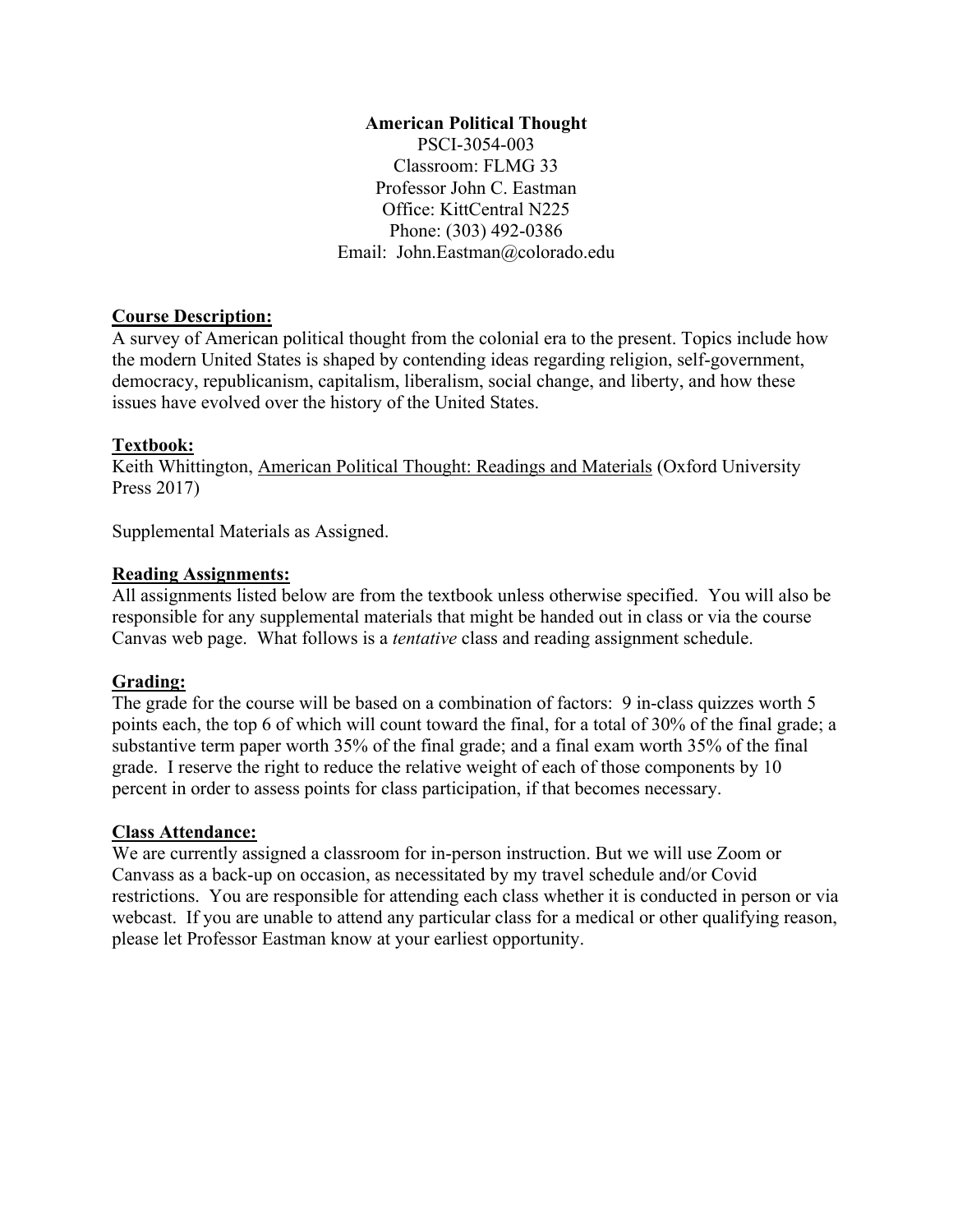**American Political Thought**
PSCI-3054-003
Classroom: FLMG 33
Professor John C. Eastman
Office: KittCentral N225
Phone: (303) 492-0386
Email: John.Eastman@colorado.edu

## Course Description:

A survey of American political thought from the colonial era to the present. Topics include how the modern United States is shaped by contending ideas regarding religion, self-government, democracy, republicanism, capitalism, liberalism, social change, and liberty, and how these issues have evolved over the history of the United States.

## Textbook:

Keith Whittington, American Political Thought: Readings and Materials (Oxford University Press 2017)

Supplemental Materials as Assigned.

## Reading Assignments:

All assignments listed below are from the textbook unless otherwise specified. You will also be responsible for any supplemental materials that might be handed out in class or via the course Canvas web page. What follows is a *tentative* class and reading assignment schedule.

## Grading:

The grade for the course will be based on a combination of factors: 9 in-class quizzes worth 5 points each, the top 6 of which will count toward the final, for a total of 30% of the final grade; a substantive term paper worth 35% of the final grade; and a final exam worth 35% of the final grade. I reserve the right to reduce the relative weight of each of those components by 10 percent in order to assess points for class participation, if that becomes necessary.

## Class Attendance:

We are currently assigned a classroom for in-person instruction. But we will use Zoom or Canvass as a back-up on occasion, as necessitated by my travel schedule and/or Covid restrictions. You are responsible for attending each class whether it is conducted in person or via webcast. If you are unable to attend any particular class for a medical or other qualifying reason, please let Professor Eastman know at your earliest opportunity.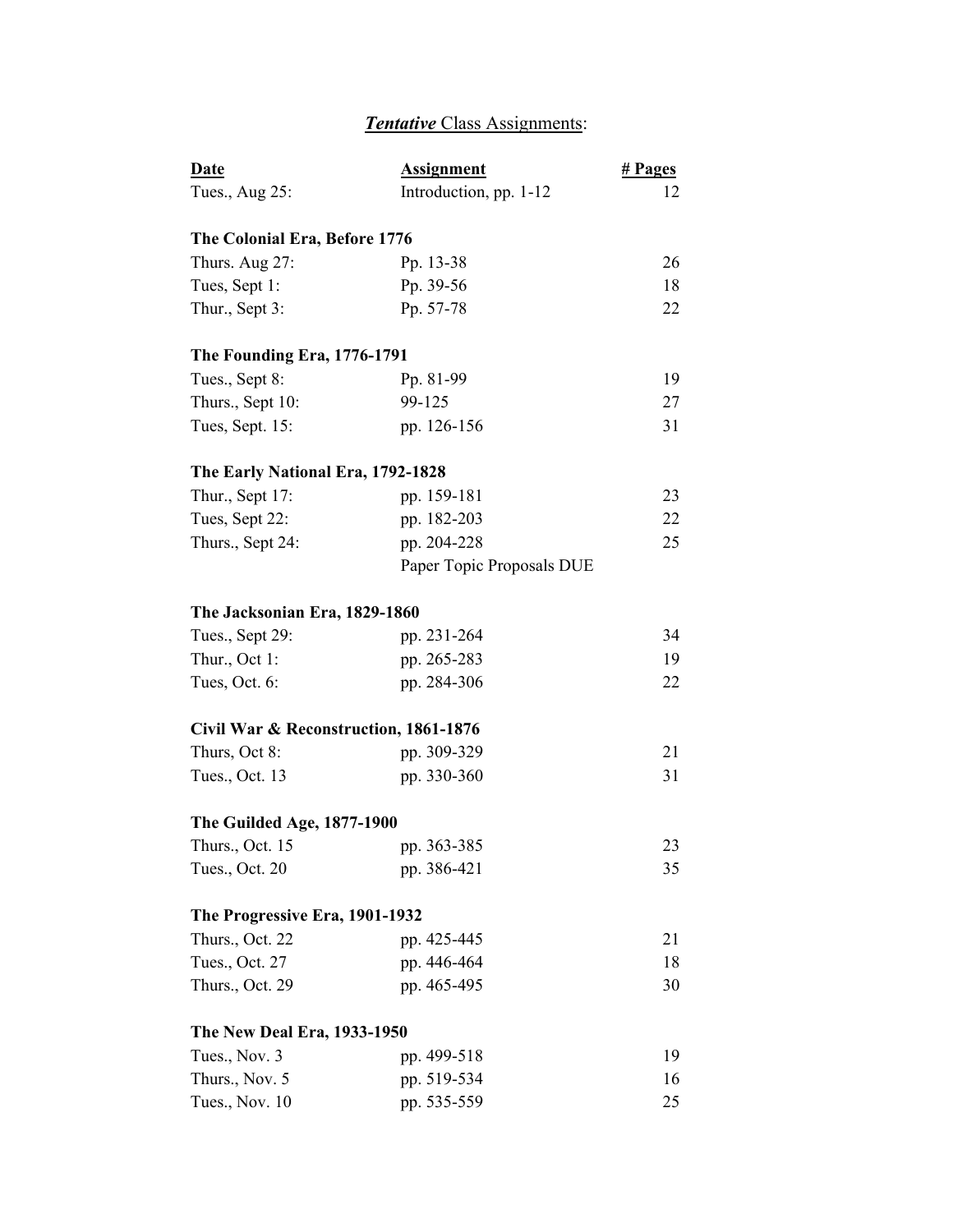## ***Tentative*** Class Assignments:

| Date | Assignment | # Pages |
|---|---|---|
| Tues., Aug 25: | Introduction, pp. 1-12 | 12 |
| **The Colonial Era, Before 1776** | | |
| Thurs. Aug 27: | Pp. 13-38 | 26 |
| Tues, Sept 1: | Pp. 39-56 | 18 |
| Thur., Sept 3: | Pp. 57-78 | 22 |
| **The Founding Era, 1776-1791** | | |
| Tues., Sept 8: | Pp. 81-99 | 19 |
| Thurs., Sept 10: | 99-125 | 27 |
| Tues, Sept. 15: | pp. 126-156 | 31 |
| **The Early National Era, 1792-1828** | | |
| Thur., Sept 17: | pp. 159-181 | 23 |
| Tues, Sept 22: | pp. 182-203 | 22 |
| Thurs., Sept 24: | pp. 204-228 | 25 |
| | Paper Topic Proposals DUE | |
| **The Jacksonian Era, 1829-1860** | | |
| Tues., Sept 29: | pp. 231-264 | 34 |
| Thur., Oct 1: | pp. 265-283 | 19 |
| Tues, Oct. 6: | pp. 284-306 | 22 |
| **Civil War & Reconstruction, 1861-1876** | | |
| Thurs, Oct 8: | pp. 309-329 | 21 |
| Tues., Oct. 13 | pp. 330-360 | 31 |
| **The Guilded Age, 1877-1900** | | |
| Thurs., Oct. 15 | pp. 363-385 | 23 |
| Tues., Oct. 20 | pp. 386-421 | 35 |
| **The Progressive Era, 1901-1932** | | |
| Thurs., Oct. 22 | pp. 425-445 | 21 |
| Tues., Oct. 27 | pp. 446-464 | 18 |
| Thurs., Oct. 29 | pp. 465-495 | 30 |
| **The New Deal Era, 1933-1950** | | |
| Tues., Nov. 3 | pp. 499-518 | 19 |
| Thurs., Nov. 5 | pp. 519-534 | 16 |
| Tues., Nov. 10 | pp. 535-559 | 25 |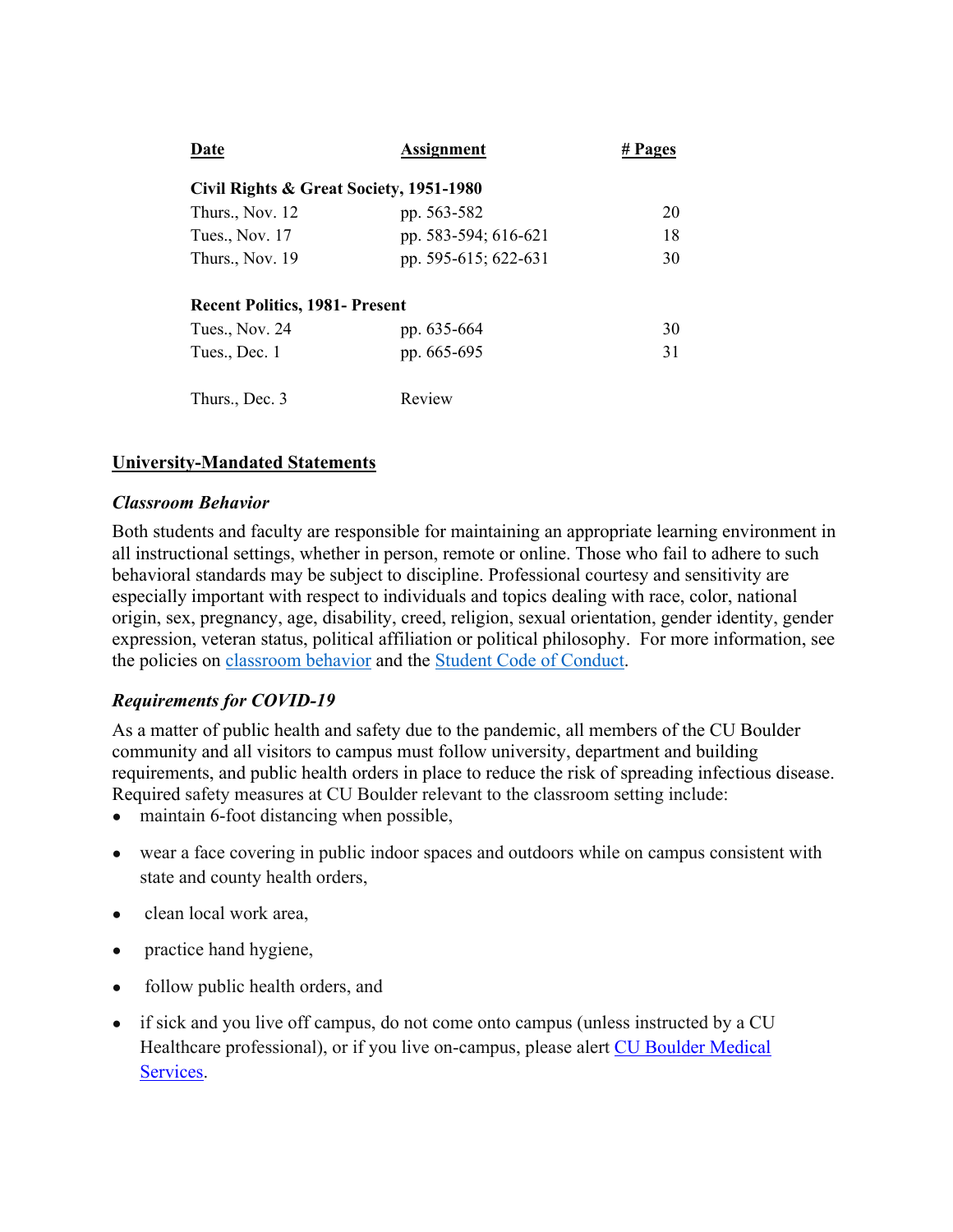| Date | Assignment | # Pages |
|---|---|---|
| **Civil Rights & Great Society, 1951-1980** | | |
| Thurs., Nov. 12 | pp. 563-582 | 20 |
| Tues., Nov. 17 | pp. 583-594; 616-621 | 18 |
| Thurs., Nov. 19 | pp. 595-615; 622-631 | 30 |
| **Recent Politics, 1981- Present** | | |
| Tues., Nov. 24 | pp. 635-664 | 30 |
| Tues., Dec. 1 | pp. 665-695 | 31 |
| Thurs., Dec. 3 | Review | |

## University-Mandated Statements

### *Classroom Behavior*

Both students and faculty are responsible for maintaining an appropriate learning environment in all instructional settings, whether in person, remote or online. Those who fail to adhere to such behavioral standards may be subject to discipline. Professional courtesy and sensitivity are especially important with respect to individuals and topics dealing with race, color, national origin, sex, pregnancy, age, disability, creed, religion, sexual orientation, gender identity, gender expression, veteran status, political affiliation or political philosophy. For more information, see the policies on classroom behavior and the Student Code of Conduct.

### *Requirements for COVID-19*

As a matter of public health and safety due to the pandemic, all members of the CU Boulder community and all visitors to campus must follow university, department and building requirements, and public health orders in place to reduce the risk of spreading infectious disease. Required safety measures at CU Boulder relevant to the classroom setting include:

- maintain 6-foot distancing when possible,
- wear a face covering in public indoor spaces and outdoors while on campus consistent with state and county health orders,
- clean local work area,
- practice hand hygiene,
- follow public health orders, and
- if sick and you live off campus, do not come onto campus (unless instructed by a CU Healthcare professional), or if you live on-campus, please alert CU Boulder Medical Services.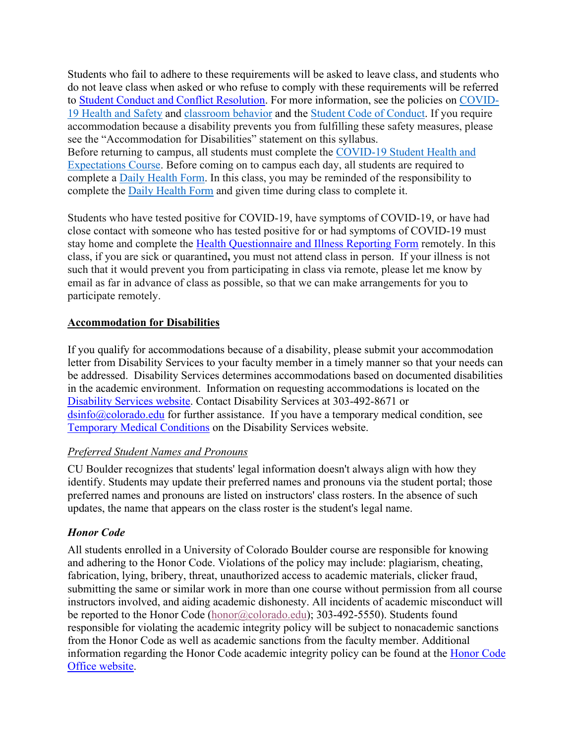Students who fail to adhere to these requirements will be asked to leave class, and students who do not leave class when asked or who refuse to comply with these requirements will be referred to Student Conduct and Conflict Resolution. For more information, see the policies on COVID-19 Health and Safety and classroom behavior and the Student Code of Conduct. If you require accommodation because a disability prevents you from fulfilling these safety measures, please see the "Accommodation for Disabilities" statement on this syllabus.
Before returning to campus, all students must complete the COVID-19 Student Health and Expectations Course. Before coming on to campus each day, all students are required to complete a Daily Health Form. In this class, you may be reminded of the responsibility to complete the Daily Health Form and given time during class to complete it.

Students who have tested positive for COVID-19, have symptoms of COVID-19, or have had close contact with someone who has tested positive for or had symptoms of COVID-19 must stay home and complete the Health Questionnaire and Illness Reporting Form remotely. In this class, if you are sick or quarantined**,** you must not attend class in person. If your illness is not such that it would prevent you from participating in class via remote, please let me know by email as far in advance of class as possible, so that we can make arrangements for you to participate remotely.

**Accommodation for Disabilities**

If you qualify for accommodations because of a disability, please submit your accommodation letter from Disability Services to your faculty member in a timely manner so that your needs can be addressed. Disability Services determines accommodations based on documented disabilities in the academic environment. Information on requesting accommodations is located on the Disability Services website. Contact Disability Services at 303-492-8671 or dsinfo@colorado.edu for further assistance. If you have a temporary medical condition, see Temporary Medical Conditions on the Disability Services website.

*Preferred Student Names and Pronouns*

CU Boulder recognizes that students' legal information doesn't always align with how they identify. Students may update their preferred names and pronouns via the student portal; those preferred names and pronouns are listed on instructors' class rosters. In the absence of such updates, the name that appears on the class roster is the student's legal name.

***Honor Code***

All students enrolled in a University of Colorado Boulder course are responsible for knowing and adhering to the Honor Code. Violations of the policy may include: plagiarism, cheating, fabrication, lying, bribery, threat, unauthorized access to academic materials, clicker fraud, submitting the same or similar work in more than one course without permission from all course instructors involved, and aiding academic dishonesty. All incidents of academic misconduct will be reported to the Honor Code (honor@colorado.edu); 303-492-5550). Students found responsible for violating the academic integrity policy will be subject to nonacademic sanctions from the Honor Code as well as academic sanctions from the faculty member. Additional information regarding the Honor Code academic integrity policy can be found at the Honor Code Office website.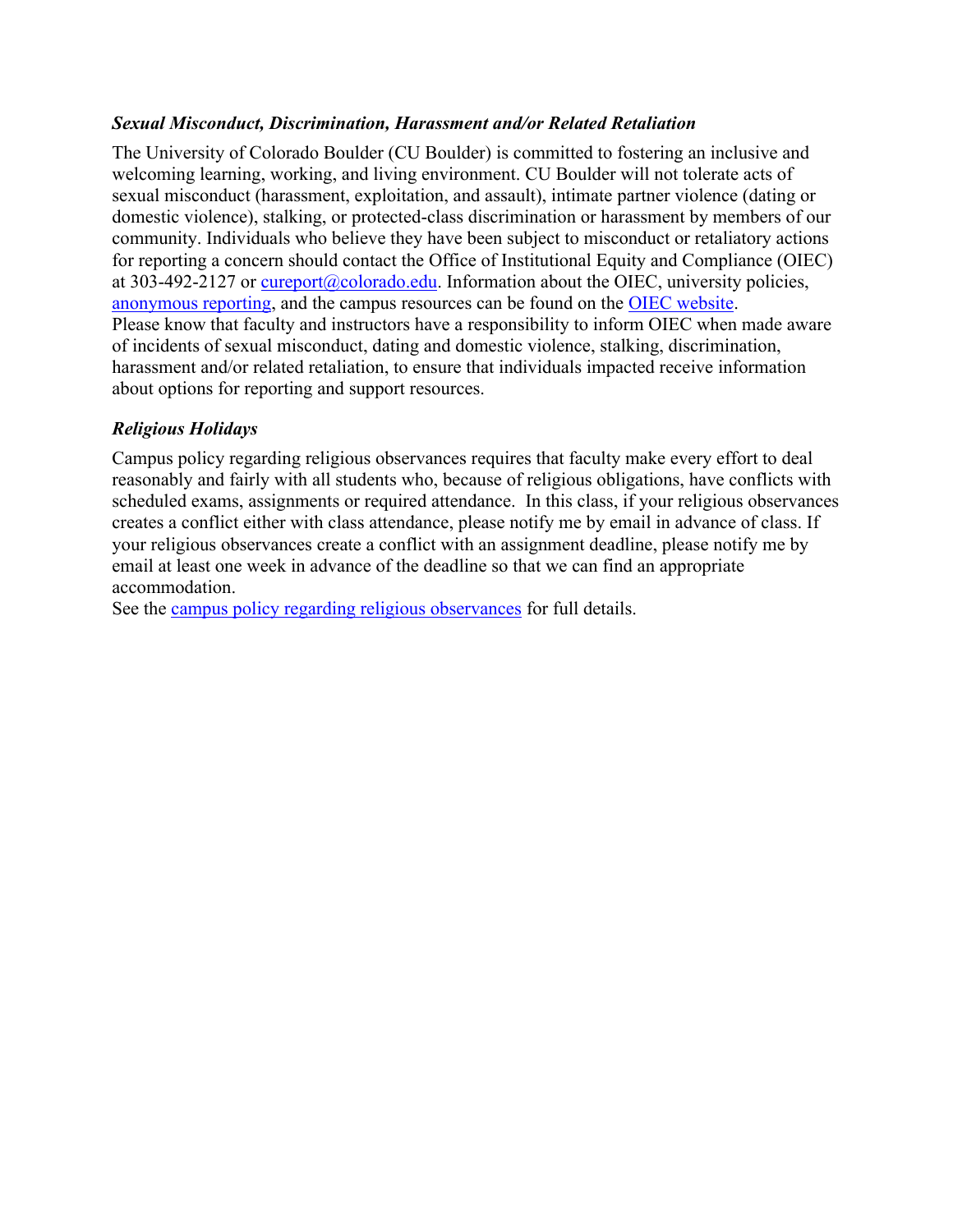### *Sexual Misconduct, Discrimination, Harassment and/or Related Retaliation*

The University of Colorado Boulder (CU Boulder) is committed to fostering an inclusive and welcoming learning, working, and living environment. CU Boulder will not tolerate acts of sexual misconduct (harassment, exploitation, and assault), intimate partner violence (dating or domestic violence), stalking, or protected-class discrimination or harassment by members of our community. Individuals who believe they have been subject to misconduct or retaliatory actions for reporting a concern should contact the Office of Institutional Equity and Compliance (OIEC) at 303-492-2127 or cureport@colorado.edu. Information about the OIEC, university policies, anonymous reporting, and the campus resources can be found on the OIEC website.
Please know that faculty and instructors have a responsibility to inform OIEC when made aware of incidents of sexual misconduct, dating and domestic violence, stalking, discrimination, harassment and/or related retaliation, to ensure that individuals impacted receive information about options for reporting and support resources.

### *Religious Holidays*

Campus policy regarding religious observances requires that faculty make every effort to deal reasonably and fairly with all students who, because of religious obligations, have conflicts with scheduled exams, assignments or required attendance. In this class, if your religious observances creates a conflict either with class attendance, please notify me by email in advance of class. If your religious observances create a conflict with an assignment deadline, please notify me by email at least one week in advance of the deadline so that we can find an appropriate accommodation.
See the campus policy regarding religious observances for full details.